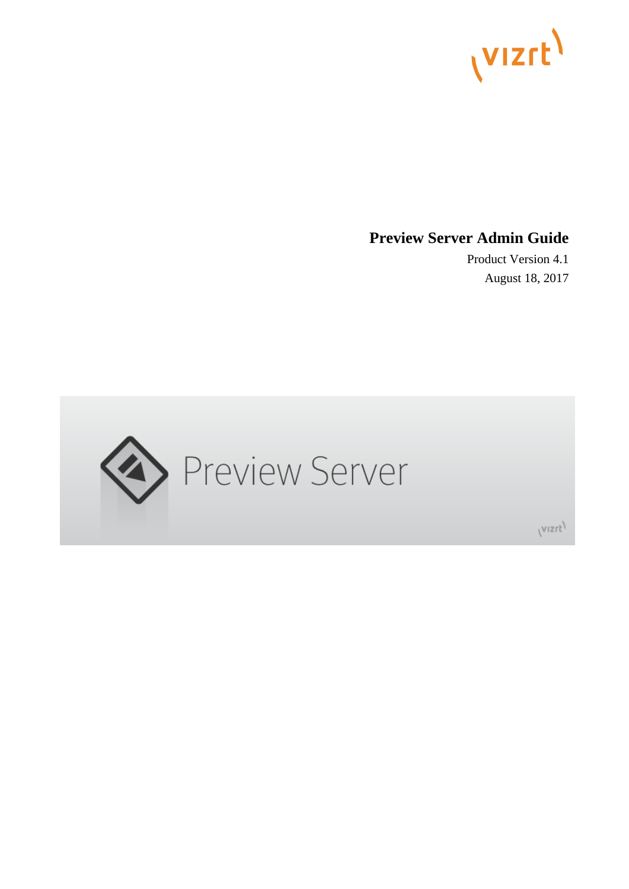# Preview Server Admin Guide

Product Version 4.1

August 18, 2017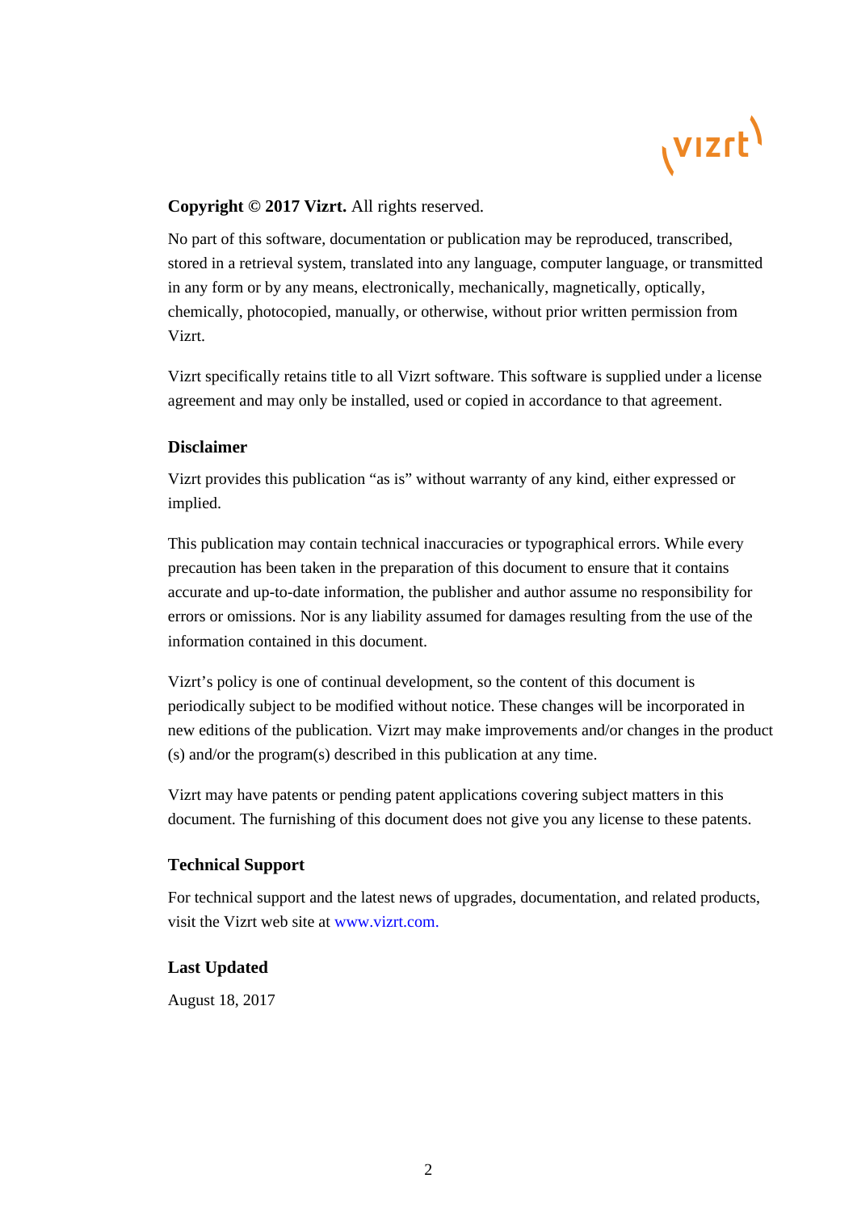**Copyright © 2017 Vizrt.** All rights reserved.

No part of this software, documentation or publication may be reproduced, transcribed, stored in a retrieval system, translated into any language, computer language, or transmitted in any form or by any means, electronically, mechanically, magnetically, optically, chemically, photocopied, manually, or otherwise, without prior written permission from Vizrt.

Vizrt specifically retains title to all Vizrt software. This software is supplied under a license agreement and may only be installed, used or copied in accordance to that agreement.

### Disclaimer

Vizrt provides this publication "as is" without warranty of any kind, either expressed or implied.

This publication may contain technical inaccuracies or typographical errors. While every precaution has been taken in the preparation of this document to ensure that it contains accurate and up-to-date information, the publisher and author assume no responsibility for errors or omissions. Nor is any liability assumed for damages resulting from the use of the information contained in this document.

Vizrt's policy is one of continual development, so the content of this document is periodically subject to be modified without notice. These changes will be incorporated in new editions of the publication. Vizrt may make improvements and/or changes in the product (s) and/or the program(s) described in this publication at any time.

Vizrt may have patents or pending patent applications covering subject matters in this document. The furnishing of this document does not give you any license to these patents.

### Technical Support

For technical support and the latest news of upgrades, documentation, and related products, visit the Vizrt web site at www.vizrt.com.

### Last Updated

August 18, 2017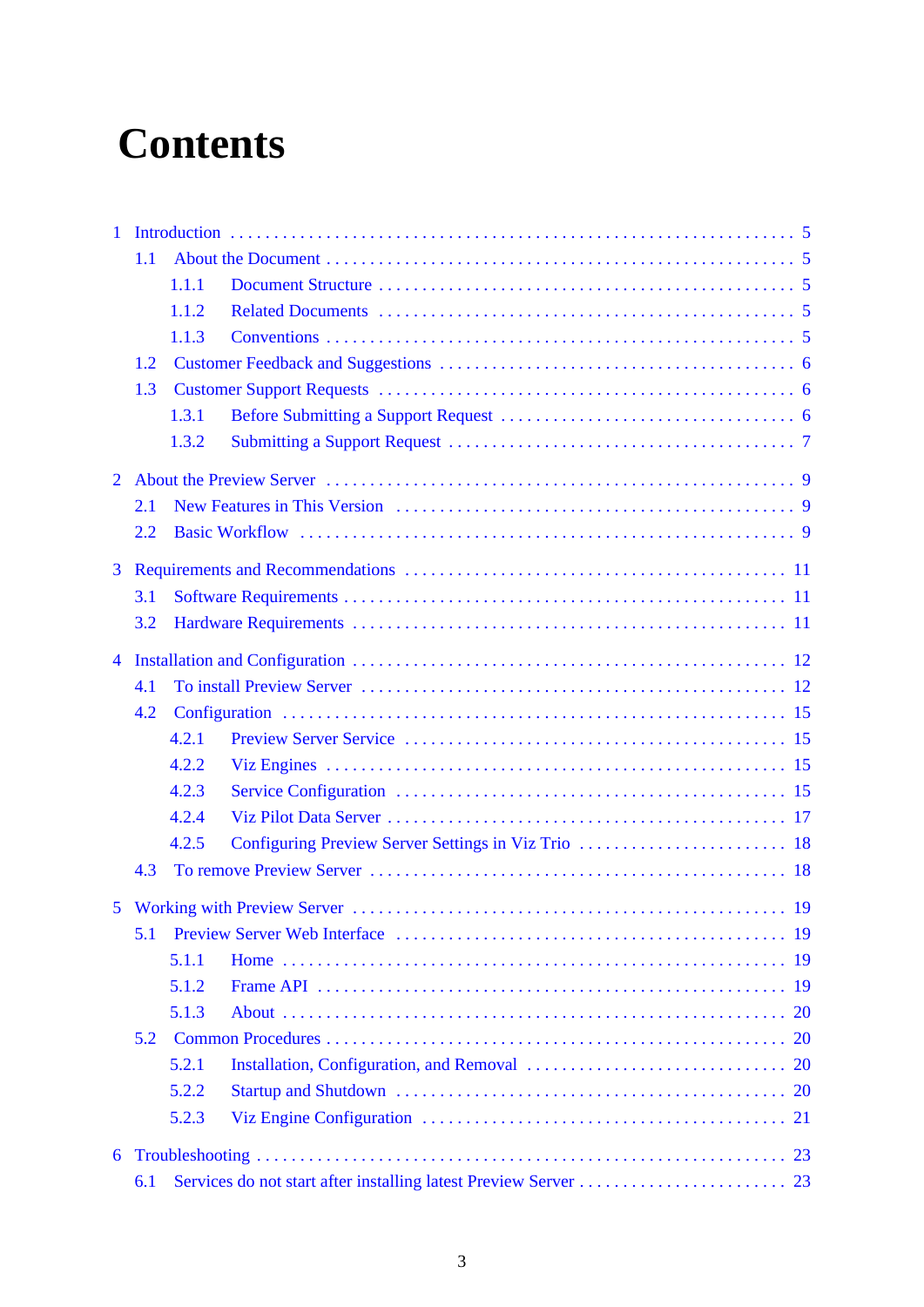# Contents

1 Introduction . . . . . . . . . . 5
- 1.1 About the Document . . . . . . . . . . 5
  - 1.1.1 Document Structure . . . . . . . . . . 5
  - 1.1.2 Related Documents . . . . . . . . . . 5
  - 1.1.3 Conventions . . . . . . . . . . 5
- 1.2 Customer Feedback and Suggestions . . . . . . . . . . 6
- 1.3 Customer Support Requests . . . . . . . . . . 6
  - 1.3.1 Before Submitting a Support Request . . . . . . . . . . 6
  - 1.3.2 Submitting a Support Request . . . . . . . . . . 7

2 About the Preview Server . . . . . . . . . . 9
- 2.1 New Features in This Version . . . . . . . . . . 9
- 2.2 Basic Workflow . . . . . . . . . . 9

3 Requirements and Recommendations . . . . . . . . . . 11
- 3.1 Software Requirements . . . . . . . . . . 11
- 3.2 Hardware Requirements . . . . . . . . . . 11

4 Installation and Configuration . . . . . . . . . . 12
- 4.1 To install Preview Server . . . . . . . . . . 12
- 4.2 Configuration . . . . . . . . . . 15
  - 4.2.1 Preview Server Service . . . . . . . . . . 15
  - 4.2.2 Viz Engines . . . . . . . . . . 15
  - 4.2.3 Service Configuration . . . . . . . . . . 15
  - 4.2.4 Viz Pilot Data Server . . . . . . . . . . 17
  - 4.2.5 Configuring Preview Server Settings in Viz Trio . . . . . . . . . . 18
- 4.3 To remove Preview Server . . . . . . . . . . 18

5 Working with Preview Server . . . . . . . . . . 19
- 5.1 Preview Server Web Interface . . . . . . . . . . 19
  - 5.1.1 Home . . . . . . . . . . 19
  - 5.1.2 Frame API . . . . . . . . . . 19
  - 5.1.3 About . . . . . . . . . . 20
- 5.2 Common Procedures . . . . . . . . . . 20
  - 5.2.1 Installation, Configuration, and Removal . . . . . . . . . . 20
  - 5.2.2 Startup and Shutdown . . . . . . . . . . 20
  - 5.2.3 Viz Engine Configuration . . . . . . . . . . 21

6 Troubleshooting . . . . . . . . . . 23
- 6.1 Services do not start after installing latest Preview Server . . . . . . . . . . 23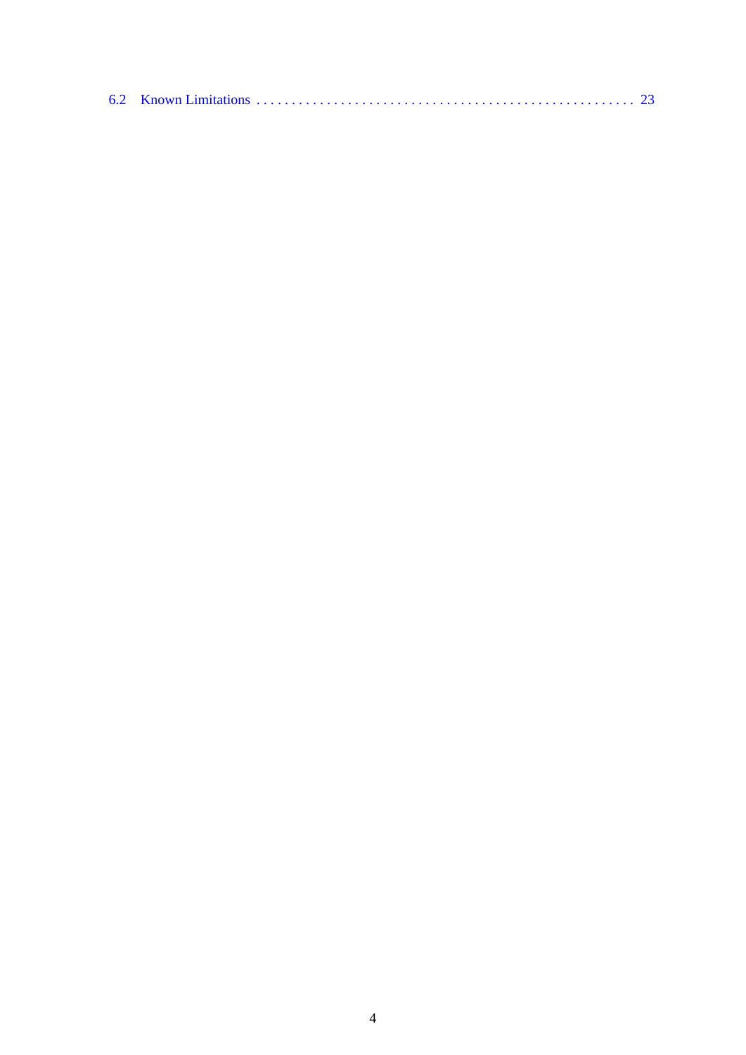6.2 Known Limitations . . . . . . . . . . . . . . . . . . . . . . . . . . . . . . . . . . . . . . . . . . . . . . . . . . . . . 23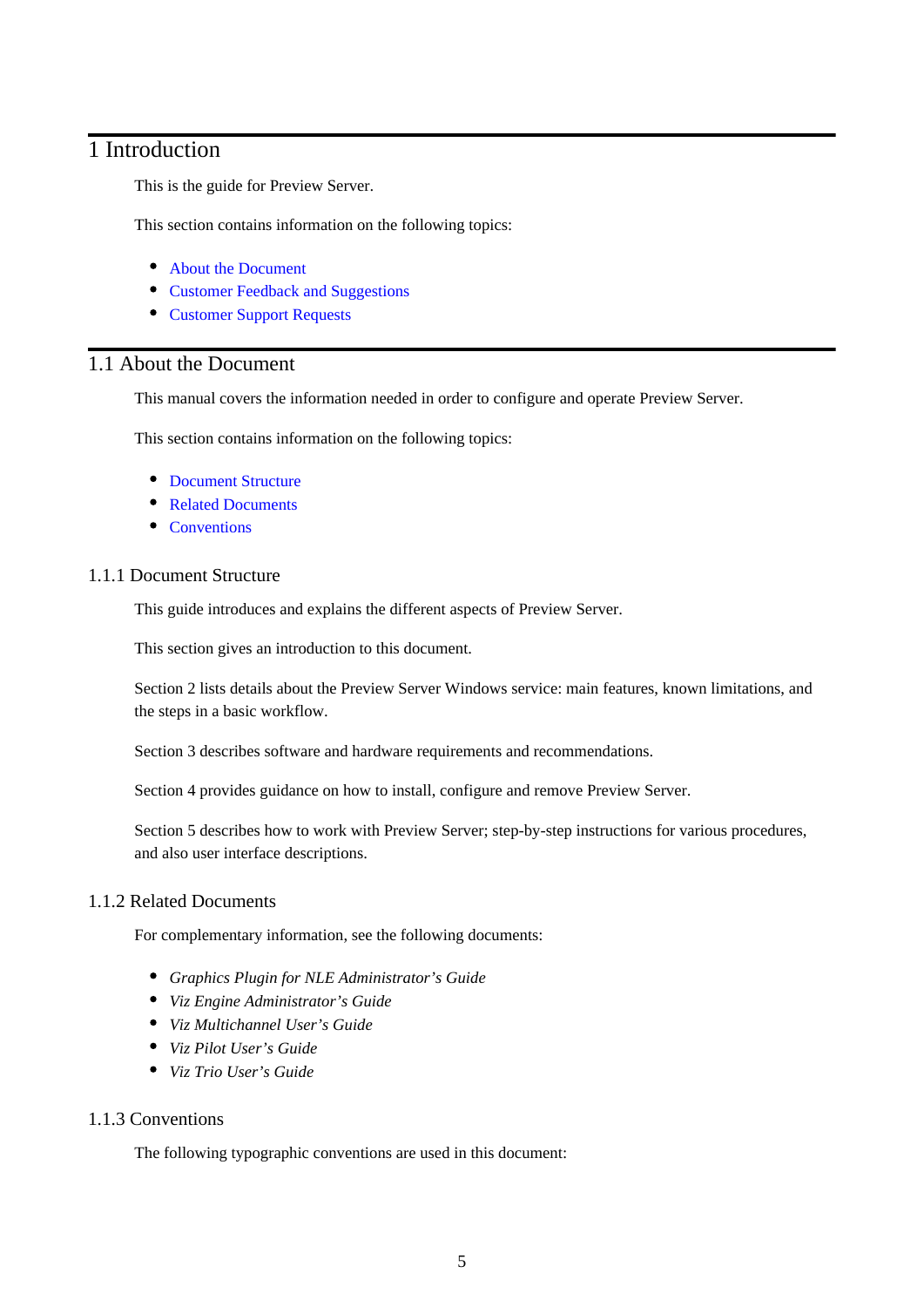# 1 Introduction

This is the guide for Preview Server.

This section contains information on the following topics:

- About the Document
- Customer Feedback and Suggestions
- Customer Support Requests

## 1.1 About the Document

This manual covers the information needed in order to configure and operate Preview Server.

This section contains information on the following topics:

- Document Structure
- Related Documents
- Conventions

### 1.1.1 Document Structure

This guide introduces and explains the different aspects of Preview Server.

This section gives an introduction to this document.

Section 2 lists details about the Preview Server Windows service: main features, known limitations, and the steps in a basic workflow.

Section 3 describes software and hardware requirements and recommendations.

Section 4 provides guidance on how to install, configure and remove Preview Server.

Section 5 describes how to work with Preview Server; step-by-step instructions for various procedures, and also user interface descriptions.

### 1.1.2 Related Documents

For complementary information, see the following documents:

- *Graphics Plugin for NLE Administrator's Guide*
- *Viz Engine Administrator's Guide*
- *Viz Multichannel User's Guide*
- *Viz Pilot User's Guide*
- *Viz Trio User's Guide*

### 1.1.3 Conventions

The following typographic conventions are used in this document: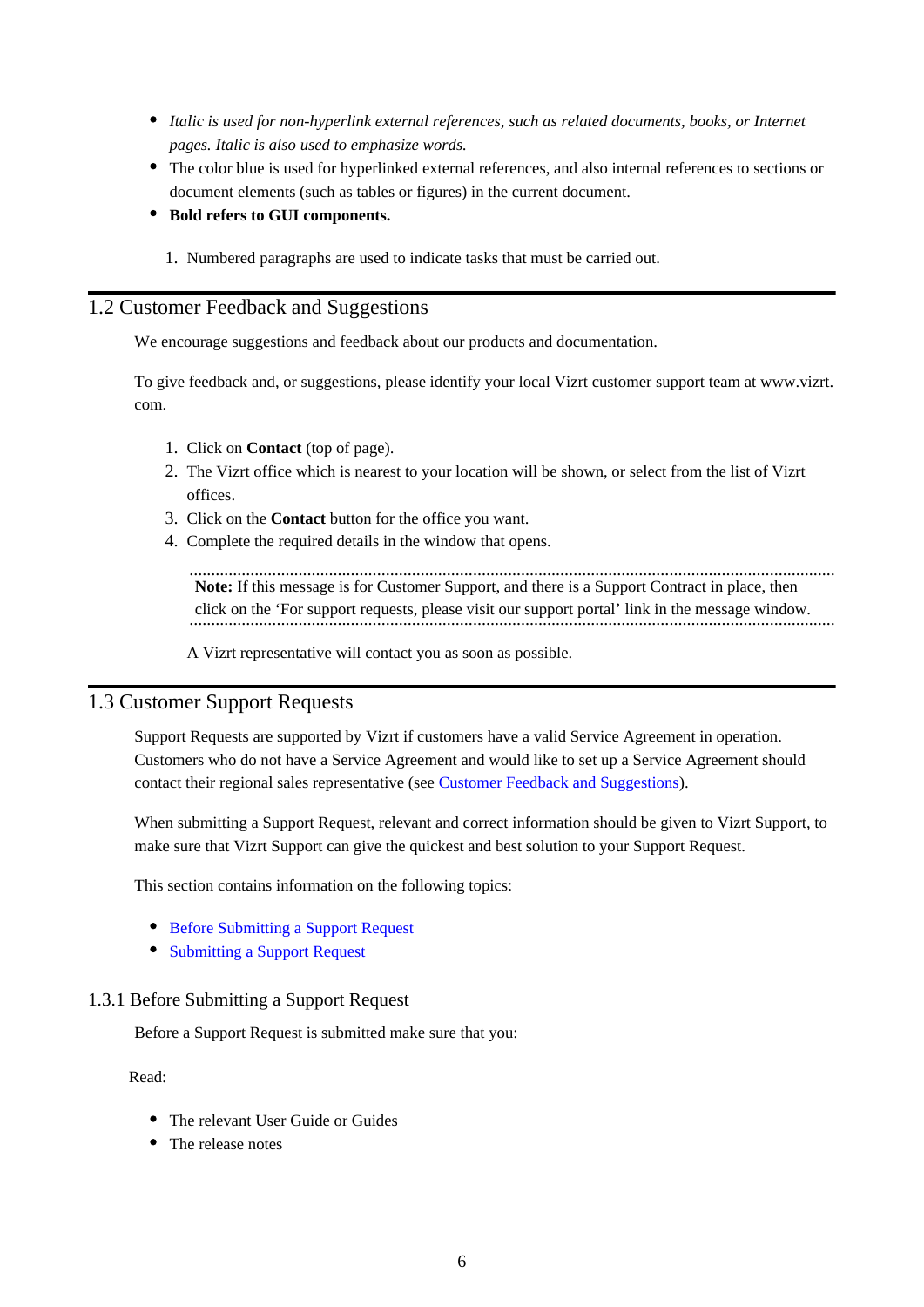- *Italic is used for non-hyperlink external references, such as related documents, books, or Internet pages. Italic is also used to emphasize words.*
- The color blue is used for hyperlinked external references, and also internal references to sections or document elements (such as tables or figures) in the current document.
- **Bold refers to GUI components.**

1. Numbered paragraphs are used to indicate tasks that must be carried out.

## 1.2 Customer Feedback and Suggestions

We encourage suggestions and feedback about our products and documentation.

To give feedback and, or suggestions, please identify your local Vizrt customer support team at www.vizrt.com.

1. Click on **Contact** (top of page).
2. The Vizrt office which is nearest to your location will be shown, or select from the list of Vizrt offices.
3. Click on the **Contact** button for the office you want.
4. Complete the required details in the window that opens.

> **Note:** If this message is for Customer Support, and there is a Support Contract in place, then click on the 'For support requests, please visit our support portal' link in the message window.

A Vizrt representative will contact you as soon as possible.

## 1.3 Customer Support Requests

Support Requests are supported by Vizrt if customers have a valid Service Agreement in operation. Customers who do not have a Service Agreement and would like to set up a Service Agreement should contact their regional sales representative (see Customer Feedback and Suggestions).

When submitting a Support Request, relevant and correct information should be given to Vizrt Support, to make sure that Vizrt Support can give the quickest and best solution to your Support Request.

This section contains information on the following topics:

- Before Submitting a Support Request
- Submitting a Support Request

### 1.3.1 Before Submitting a Support Request

Before a Support Request is submitted make sure that you:

Read:

- The relevant User Guide or Guides
- The release notes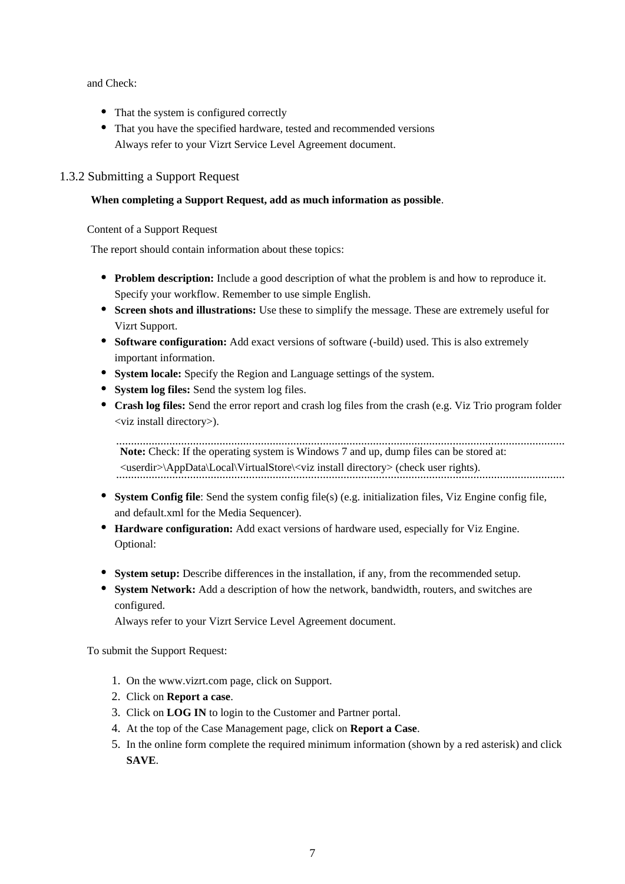and Check:

- That the system is configured correctly
- That you have the specified hardware, tested and recommended versions
  Always refer to your Vizrt Service Level Agreement document.

### 1.3.2 Submitting a Support Request

**When completing a Support Request, add as much information as possible**.

Content of a Support Request

The report should contain information about these topics:

- **Problem description:** Include a good description of what the problem is and how to reproduce it. Specify your workflow. Remember to use simple English.
- **Screen shots and illustrations:** Use these to simplify the message. These are extremely useful for Vizrt Support.
- **Software configuration:** Add exact versions of software (-build) used. This is also extremely important information.
- **System locale:** Specify the Region and Language settings of the system.
- **System log files:** Send the system log files.
- **Crash log files:** Send the error report and crash log files from the crash (e.g. Viz Trio program folder <viz install directory>).

> **Note:** Check: If the operating system is Windows 7 and up, dump files can be stored at: <userdir>\AppData\Local\VirtualStore\<viz install directory> (check user rights).

- **System Config file**: Send the system config file(s) (e.g. initialization files, Viz Engine config file, and default.xml for the Media Sequencer).
- **Hardware configuration:** Add exact versions of hardware used, especially for Viz Engine.
  Optional:

- **System setup:** Describe differences in the installation, if any, from the recommended setup.
- **System Network:** Add a description of how the network, bandwidth, routers, and switches are configured.
  Always refer to your Vizrt Service Level Agreement document.

To submit the Support Request:

1. On the www.vizrt.com page, click on Support.
2. Click on **Report a case**.
3. Click on **LOG IN** to login to the Customer and Partner portal.
4. At the top of the Case Management page, click on **Report a Case**.
5. In the online form complete the required minimum information (shown by a red asterisk) and click **SAVE**.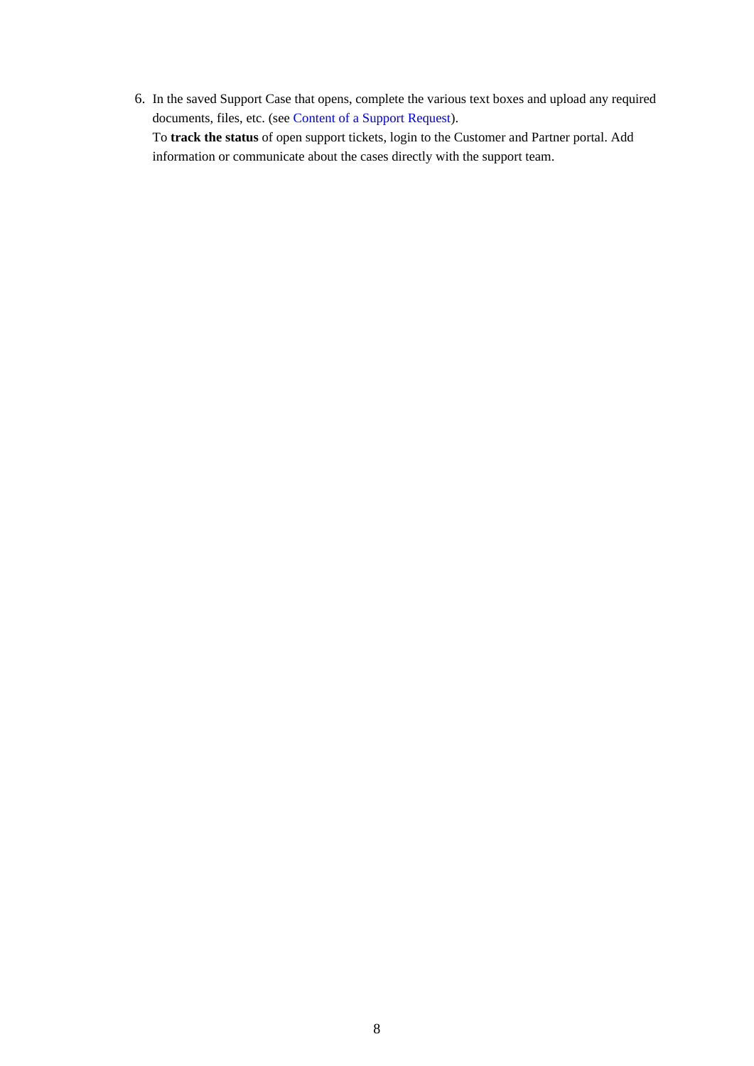6. In the saved Support Case that opens, complete the various text boxes and upload any required documents, files, etc. (see Content of a Support Request).
   To **track the status** of open support tickets, login to the Customer and Partner portal. Add information or communicate about the cases directly with the support team.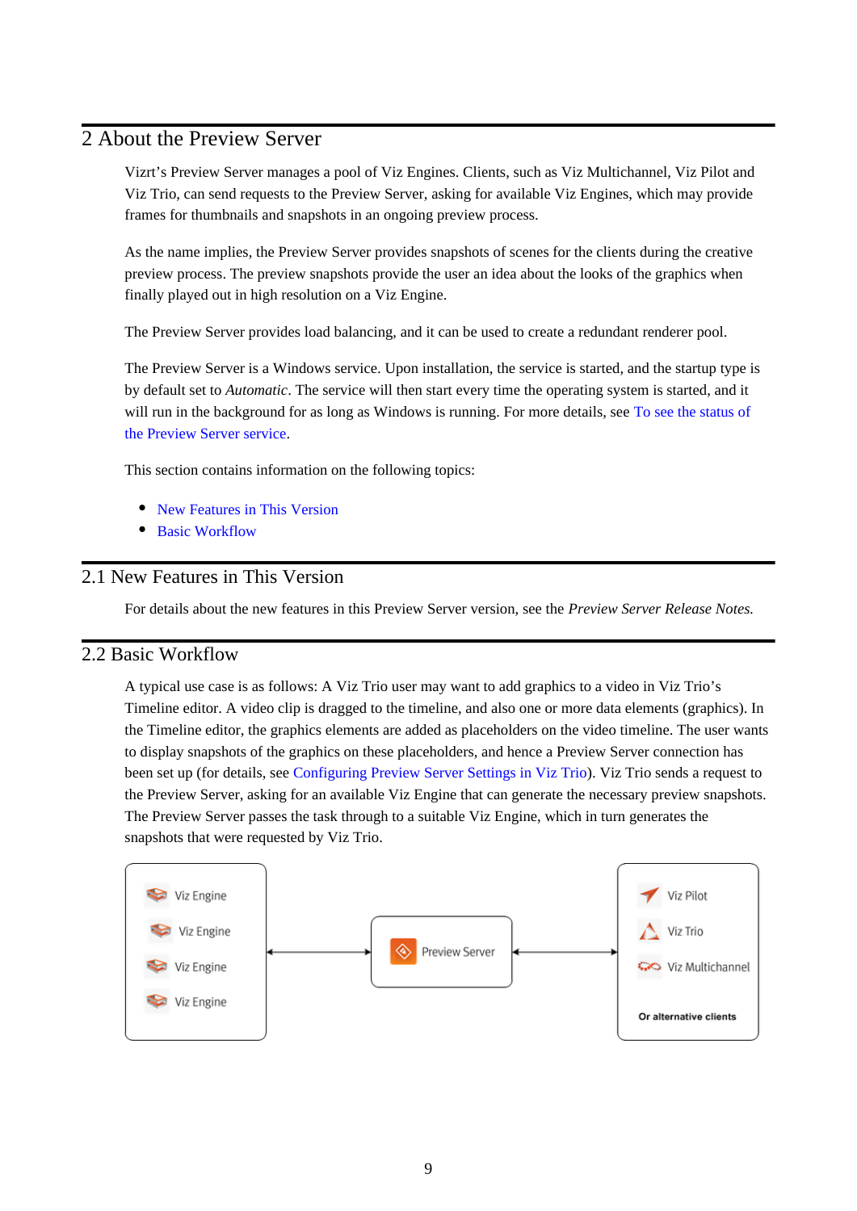# 2 About the Preview Server

Vizrt's Preview Server manages a pool of Viz Engines. Clients, such as Viz Multichannel, Viz Pilot and Viz Trio, can send requests to the Preview Server, asking for available Viz Engines, which may provide frames for thumbnails and snapshots in an ongoing preview process.

As the name implies, the Preview Server provides snapshots of scenes for the clients during the creative preview process. The preview snapshots provide the user an idea about the looks of the graphics when finally played out in high resolution on a Viz Engine.

The Preview Server provides load balancing, and it can be used to create a redundant renderer pool.

The Preview Server is a Windows service. Upon installation, the service is started, and the startup type is by default set to *Automatic*. The service will then start every time the operating system is started, and it will run in the background for as long as Windows is running. For more details, see To see the status of the Preview Server service.

This section contains information on the following topics:

- New Features in This Version
- Basic Workflow

## 2.1 New Features in This Version

For details about the new features in this Preview Server version, see the *Preview Server Release Notes.*

## 2.2 Basic Workflow

A typical use case is as follows: A Viz Trio user may want to add graphics to a video in Viz Trio's Timeline editor. A video clip is dragged to the timeline, and also one or more data elements (graphics). In the Timeline editor, the graphics elements are added as placeholders on the video timeline. The user wants to display snapshots of the graphics on these placeholders, and hence a Preview Server connection has been set up (for details, see Configuring Preview Server Settings in Viz Trio). Viz Trio sends a request to the Preview Server, asking for an available Viz Engine that can generate the necessary preview snapshots. The Preview Server passes the task through to a suitable Viz Engine, which in turn generates the snapshots that were requested by Viz Trio.

Viz Engine
Viz Engine
Viz Engine
Viz Engine

Preview Server

Viz Pilot
Viz Trio
Viz Multichannel
Or alternative clients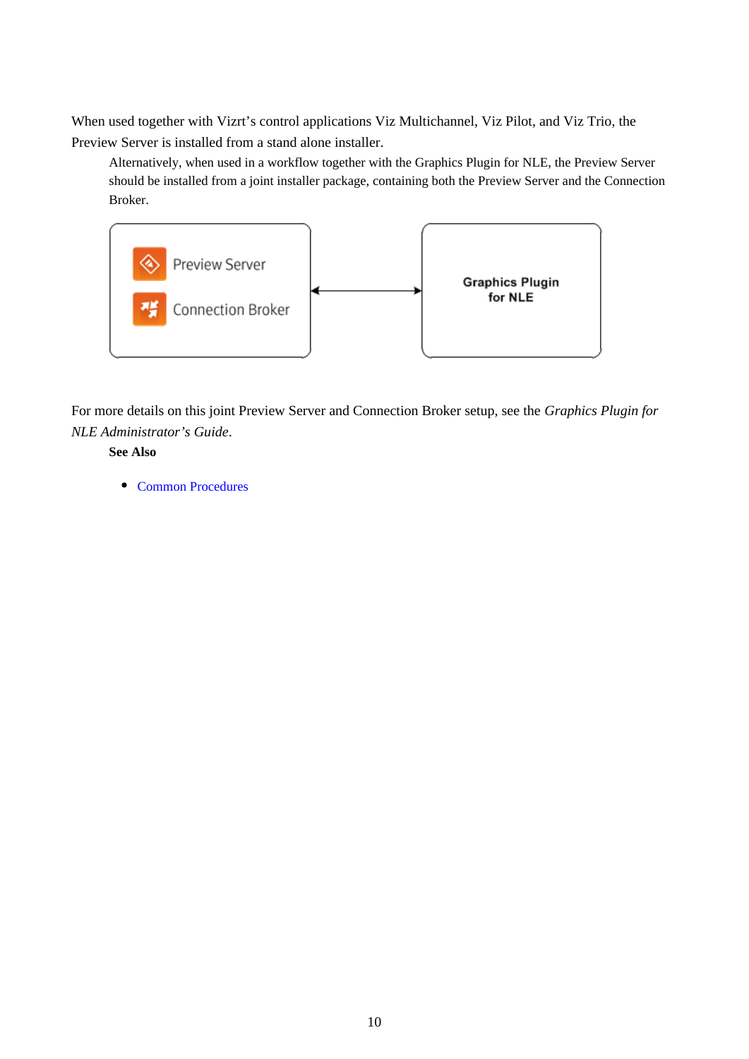When used together with Vizrt's control applications Viz Multichannel, Viz Pilot, and Viz Trio, the Preview Server is installed from a stand alone installer.

Alternatively, when used in a workflow together with the Graphics Plugin for NLE, the Preview Server should be installed from a joint installer package, containing both the Preview Server and the Connection Broker.

Preview Server

Connection Broker

Graphics Plugin for NLE

For more details on this joint Preview Server and Connection Broker setup, see the *Graphics Plugin for NLE Administrator's Guide*.

**See Also**

- Common Procedures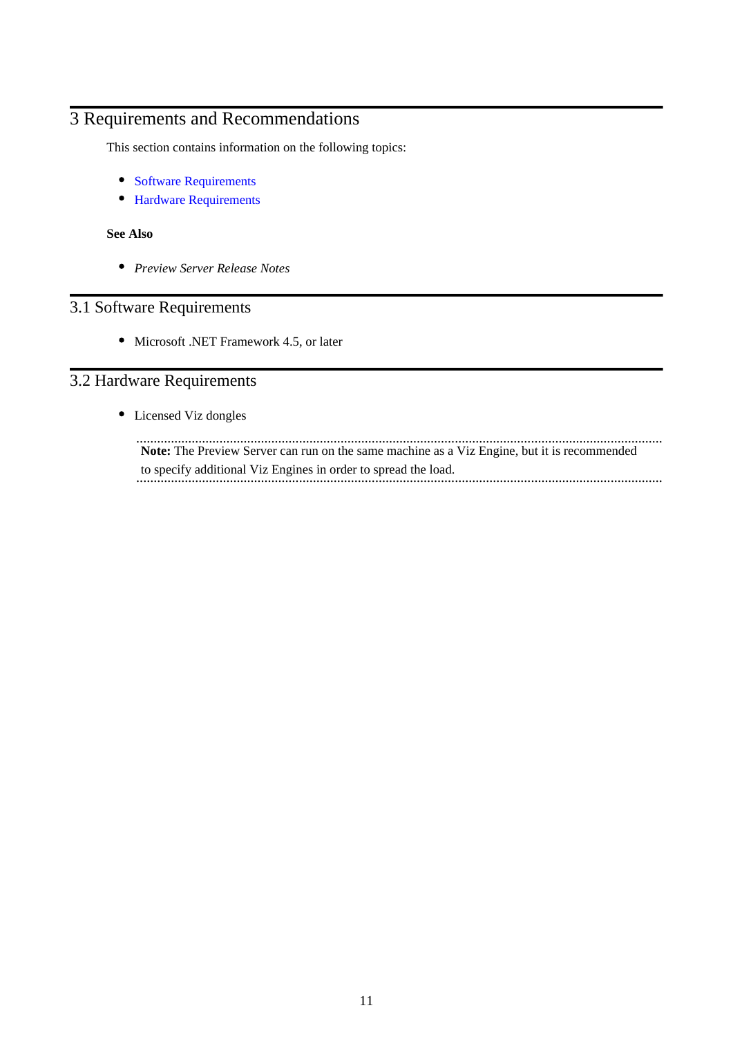# 3 Requirements and Recommendations

This section contains information on the following topics:

- Software Requirements
- Hardware Requirements

**See Also**

- *Preview Server Release Notes*

## 3.1 Software Requirements

- Microsoft .NET Framework 4.5, or later

## 3.2 Hardware Requirements

- Licensed Viz dongles

**Note:** The Preview Server can run on the same machine as a Viz Engine, but it is recommended to specify additional Viz Engines in order to spread the load.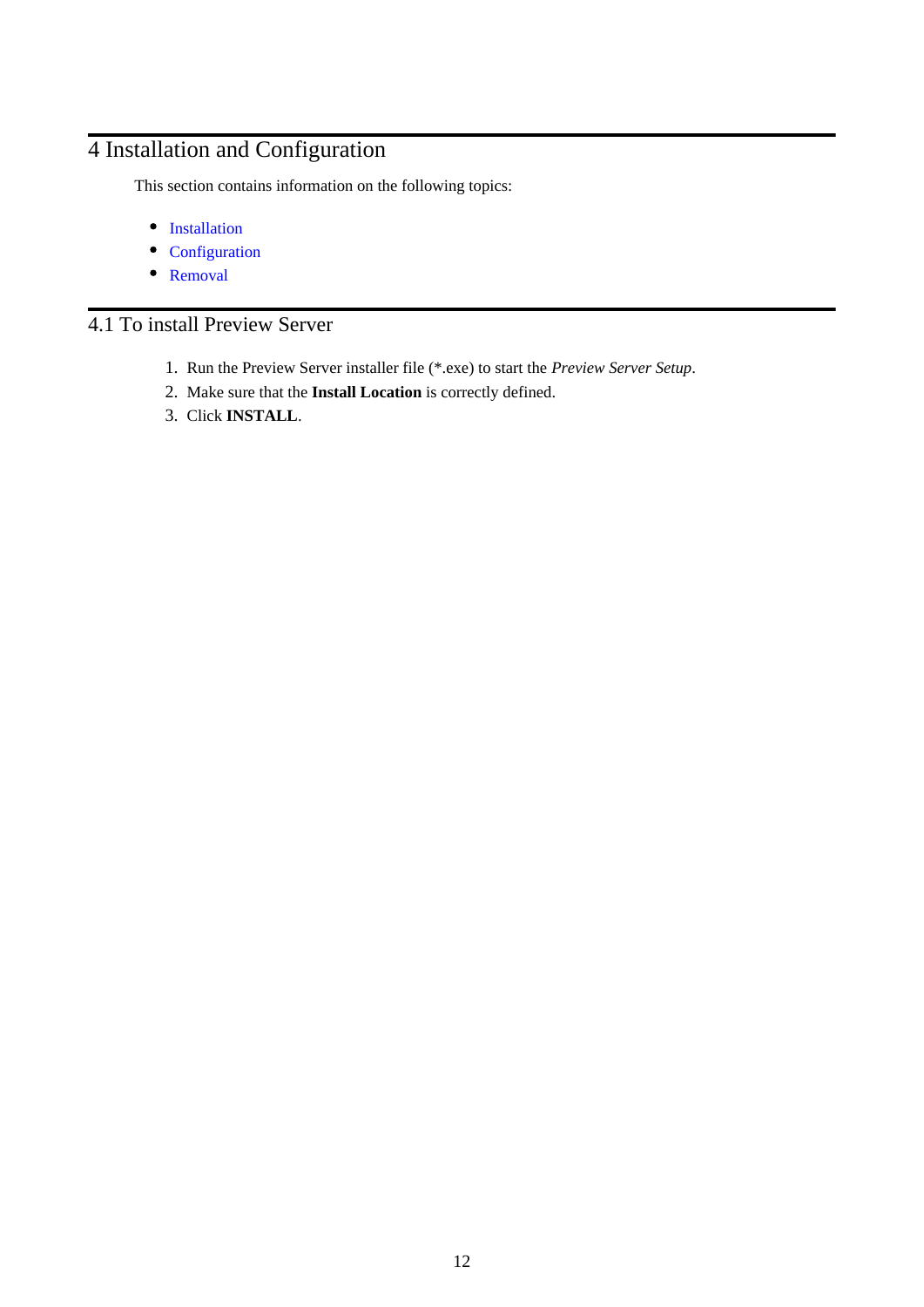# 4 Installation and Configuration

This section contains information on the following topics:

- Installation
- Configuration
- Removal

## 4.1 To install Preview Server

1. Run the Preview Server installer file (*.exe) to start the *Preview Server Setup*.
2. Make sure that the **Install Location** is correctly defined.
3. Click **INSTALL**.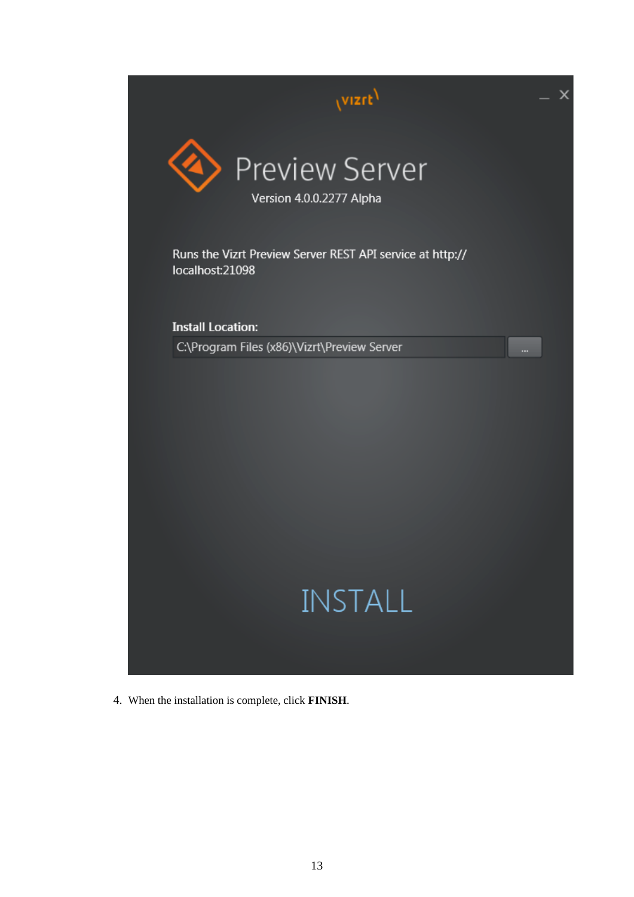4. When the installation is complete, click **FINISH**.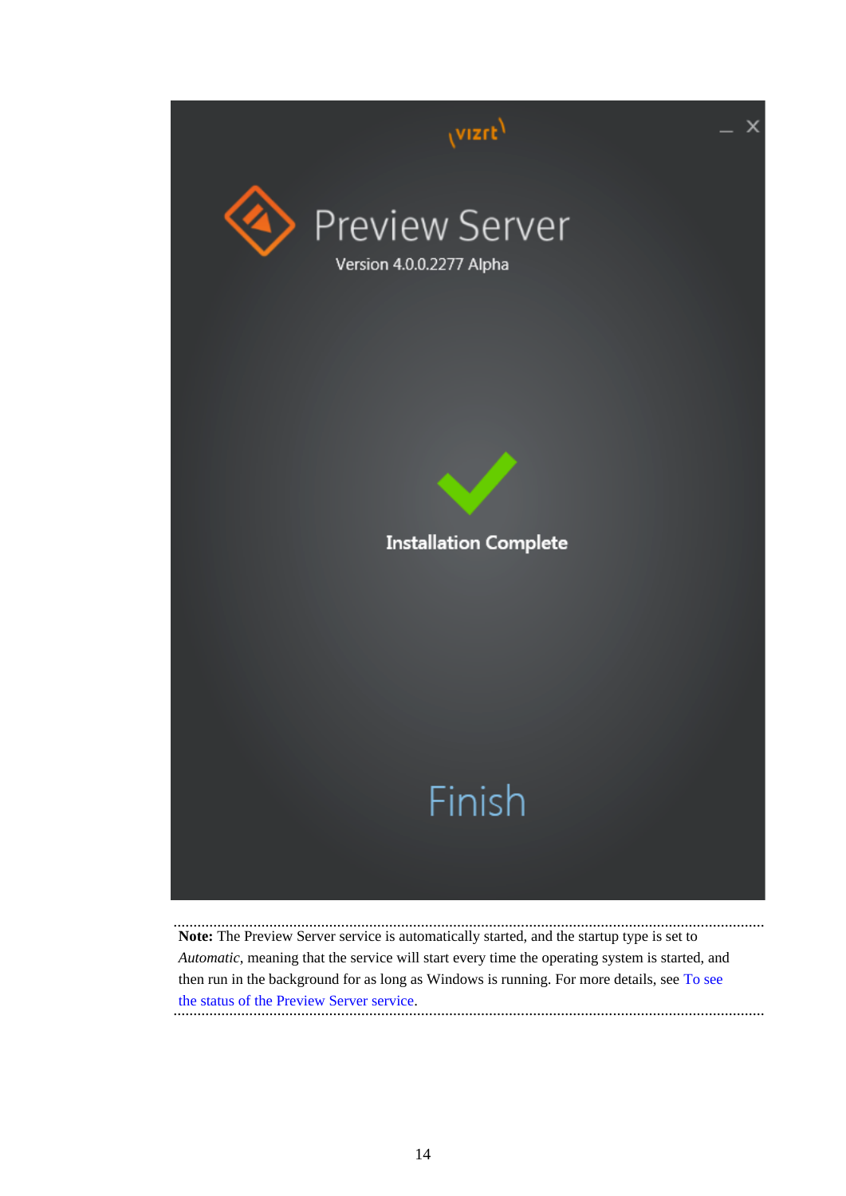**Note:** The Preview Server service is automatically started, and the startup type is set to *Automatic*, meaning that the service will start every time the operating system is started, and then run in the background for as long as Windows is running. For more details, see To see the status of the Preview Server service.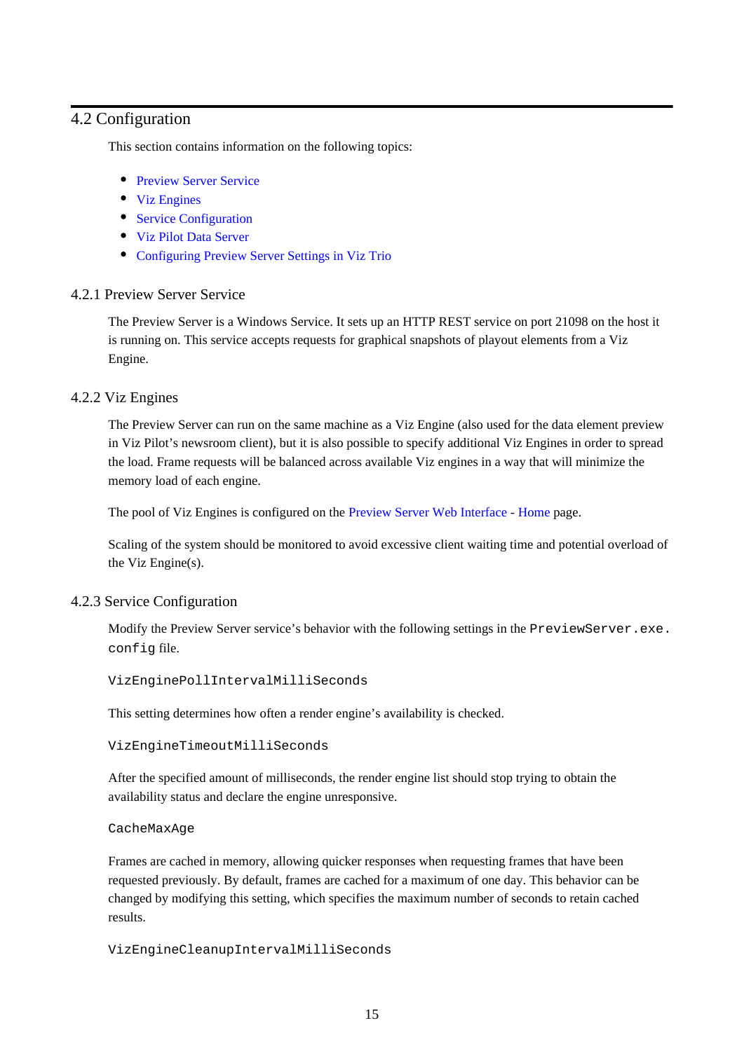## 4.2 Configuration

This section contains information on the following topics:

- Preview Server Service
- Viz Engines
- Service Configuration
- Viz Pilot Data Server
- Configuring Preview Server Settings in Viz Trio

### 4.2.1 Preview Server Service

The Preview Server is a Windows Service. It sets up an HTTP REST service on port 21098 on the host it is running on. This service accepts requests for graphical snapshots of playout elements from a Viz Engine.

### 4.2.2 Viz Engines

The Preview Server can run on the same machine as a Viz Engine (also used for the data element preview in Viz Pilot's newsroom client), but it is also possible to specify additional Viz Engines in order to spread the load. Frame requests will be balanced across available Viz engines in a way that will minimize the memory load of each engine.

The pool of Viz Engines is configured on the Preview Server Web Interface - Home page.

Scaling of the system should be monitored to avoid excessive client waiting time and potential overload of the Viz Engine(s).

### 4.2.3 Service Configuration

Modify the Preview Server service's behavior with the following settings in the `PreviewServer.exe.config` file.

`VizEnginePollIntervalMilliSeconds`

This setting determines how often a render engine's availability is checked.

`VizEngineTimeoutMilliSeconds`

After the specified amount of milliseconds, the render engine list should stop trying to obtain the availability status and declare the engine unresponsive.

`CacheMaxAge`

Frames are cached in memory, allowing quicker responses when requesting frames that have been requested previously. By default, frames are cached for a maximum of one day. This behavior can be changed by modifying this setting, which specifies the maximum number of seconds to retain cached results.

`VizEngineCleanupIntervalMilliSeconds`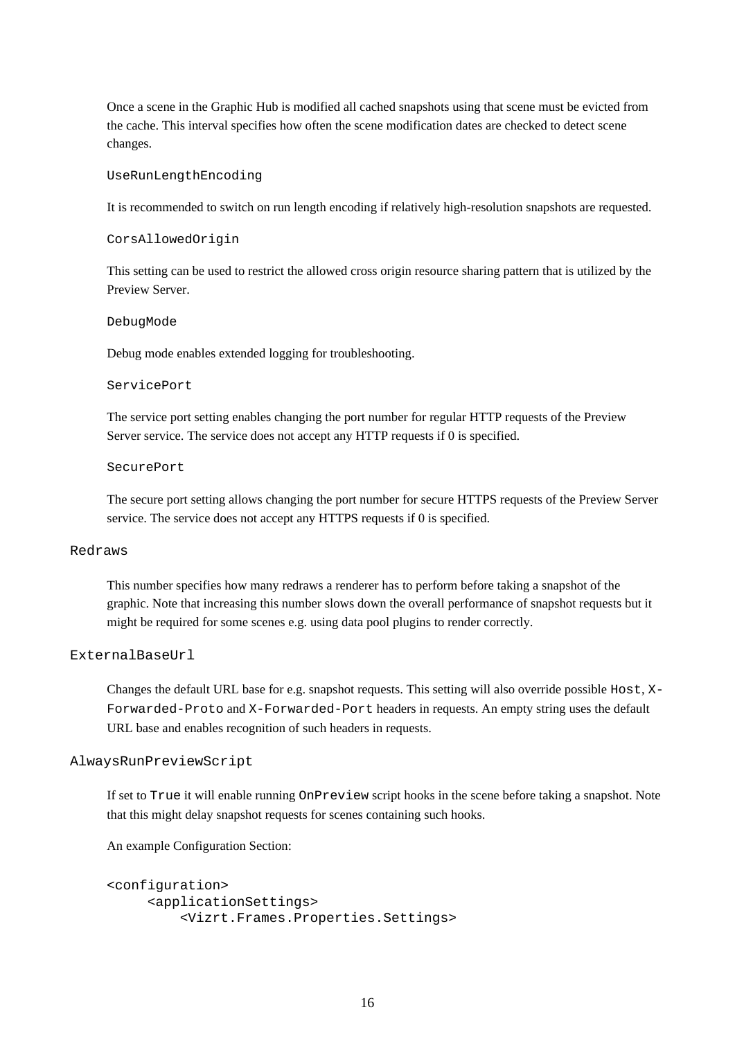Once a scene in the Graphic Hub is modified all cached snapshots using that scene must be evicted from the cache. This interval specifies how often the scene modification dates are checked to detect scene changes.

`UseRunLengthEncoding`

It is recommended to switch on run length encoding if relatively high-resolution snapshots are requested.

`CorsAllowedOrigin`

This setting can be used to restrict the allowed cross origin resource sharing pattern that is utilized by the Preview Server.

`DebugMode`

Debug mode enables extended logging for troubleshooting.

`ServicePort`

The service port setting enables changing the port number for regular HTTP requests of the Preview Server service. The service does not accept any HTTP requests if 0 is specified.

`SecurePort`

The secure port setting allows changing the port number for secure HTTPS requests of the Preview Server service. The service does not accept any HTTPS requests if 0 is specified.

`Redraws`

This number specifies how many redraws a renderer has to perform before taking a snapshot of the graphic. Note that increasing this number slows down the overall performance of snapshot requests but it might be required for some scenes e.g. using data pool plugins to render correctly.

`ExternalBaseUrl`

Changes the default URL base for e.g. snapshot requests. This setting will also override possible `Host`, `X-Forwarded-Proto` and `X-Forwarded-Port` headers in requests. An empty string uses the default URL base and enables recognition of such headers in requests.

`AlwaysRunPreviewScript`

If set to `True` it will enable running `OnPreview` script hooks in the scene before taking a snapshot. Note that this might delay snapshot requests for scenes containing such hooks.

An example Configuration Section:

```
<configuration>
     <applicationSettings>
         <Vizrt.Frames.Properties.Settings>
```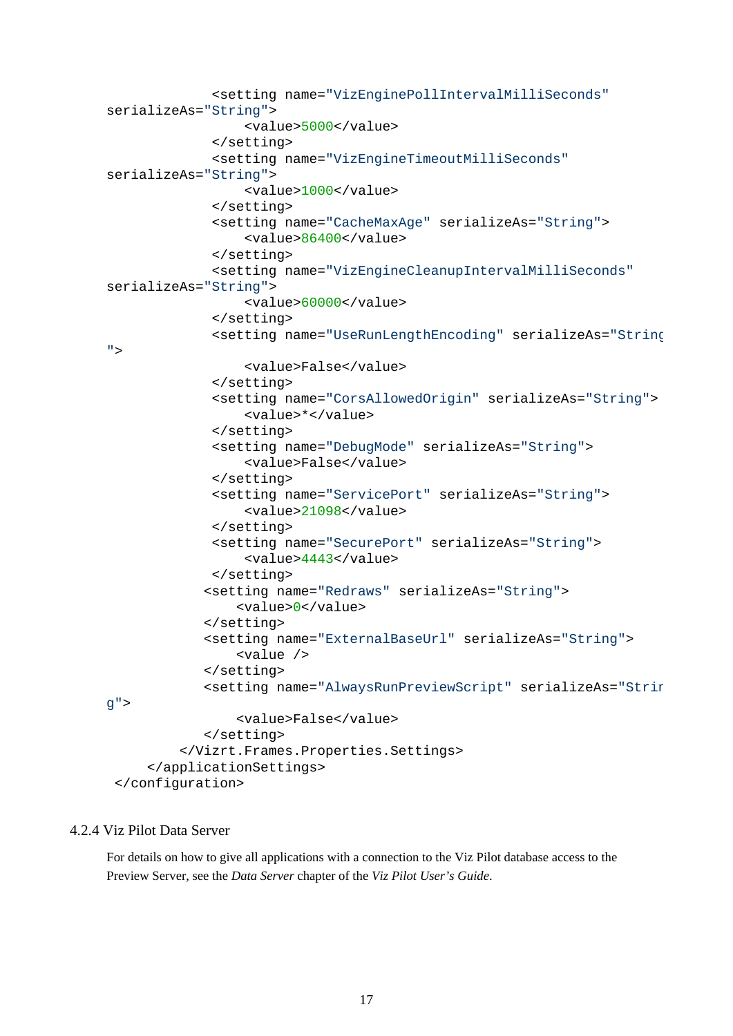```
            <setting name="VizEnginePollIntervalMilliSeconds"
serializeAs="String">
                <value>5000</value>
            </setting>
            <setting name="VizEngineTimeoutMilliSeconds"
serializeAs="String">
                <value>1000</value>
            </setting>
            <setting name="CacheMaxAge" serializeAs="String">
                <value>86400</value>
            </setting>
            <setting name="VizEngineCleanupIntervalMilliSeconds"
serializeAs="String">
                <value>60000</value>
            </setting>
            <setting name="UseRunLengthEncoding" serializeAs="String">
                <value>False</value>
            </setting>
            <setting name="CorsAllowedOrigin" serializeAs="String">
                <value>*</value>
            </setting>
            <setting name="DebugMode" serializeAs="String">
                <value>False</value>
            </setting>
            <setting name="ServicePort" serializeAs="String">
                <value>21098</value>
            </setting>
            <setting name="SecurePort" serializeAs="String">
                <value>4443</value>
            </setting>
           <setting name="Redraws" serializeAs="String">
               <value>0</value>
           </setting>
           <setting name="ExternalBaseUrl" serializeAs="String">
               <value />
           </setting>
           <setting name="AlwaysRunPreviewScript" serializeAs="String">
               <value>False</value>
           </setting>
        </Vizrt.Frames.Properties.Settings>
    </applicationSettings>
</configuration>
```

### 4.2.4 Viz Pilot Data Server

For details on how to give all applications with a connection to the Viz Pilot database access to the Preview Server, see the *Data Server* chapter of the *Viz Pilot User’s Guide*.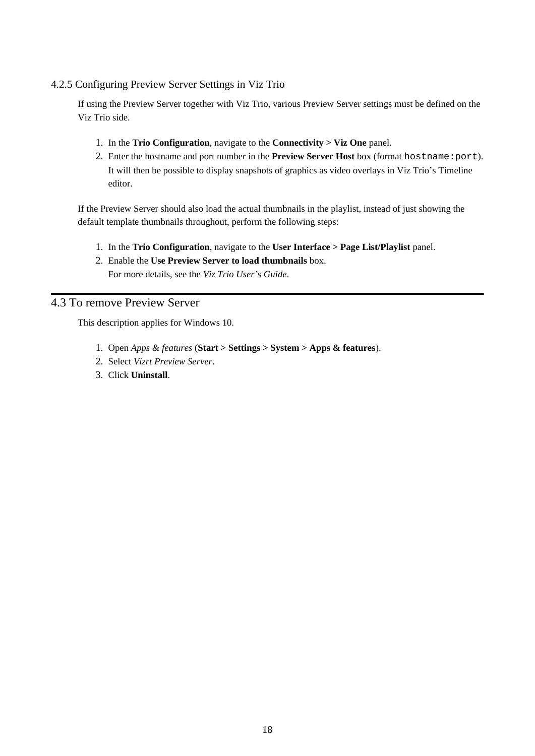### 4.2.5 Configuring Preview Server Settings in Viz Trio

If using the Preview Server together with Viz Trio, various Preview Server settings must be defined on the Viz Trio side.

1. In the **Trio Configuration**, navigate to the **Connectivity > Viz One** panel.
2. Enter the hostname and port number in the **Preview Server Host** box (format `hostname:port`). It will then be possible to display snapshots of graphics as video overlays in Viz Trio's Timeline editor.

If the Preview Server should also load the actual thumbnails in the playlist, instead of just showing the default template thumbnails throughout, perform the following steps:

1. In the **Trio Configuration**, navigate to the **User Interface > Page List/Playlist** panel.
2. Enable the **Use Preview Server to load thumbnails** box.
   For more details, see the *Viz Trio User's Guide*.

## 4.3 To remove Preview Server

This description applies for Windows 10.

1. Open *Apps & features* (**Start > Settings > System > Apps & features**).
2. Select *Vizrt Preview Server*.
3. Click **Uninstall**.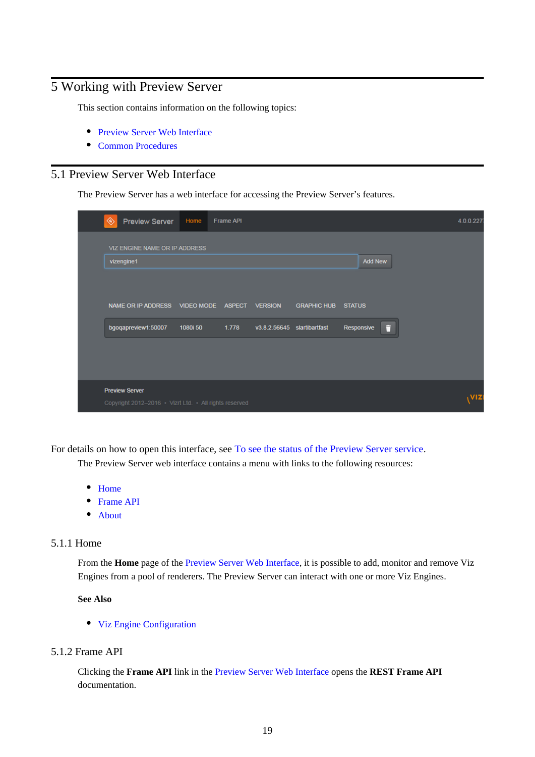# 5 Working with Preview Server

This section contains information on the following topics:

- Preview Server Web Interface
- Common Procedures

## 5.1 Preview Server Web Interface

The Preview Server has a web interface for accessing the Preview Server's features.

For details on how to open this interface, see To see the status of the Preview Server service.

The Preview Server web interface contains a menu with links to the following resources:

- Home
- Frame API
- About

### 5.1.1 Home

From the **Home** page of the Preview Server Web Interface, it is possible to add, monitor and remove Viz Engines from a pool of renderers. The Preview Server can interact with one or more Viz Engines.

**See Also**

- Viz Engine Configuration

### 5.1.2 Frame API

Clicking the **Frame API** link in the Preview Server Web Interface opens the **REST Frame API** documentation.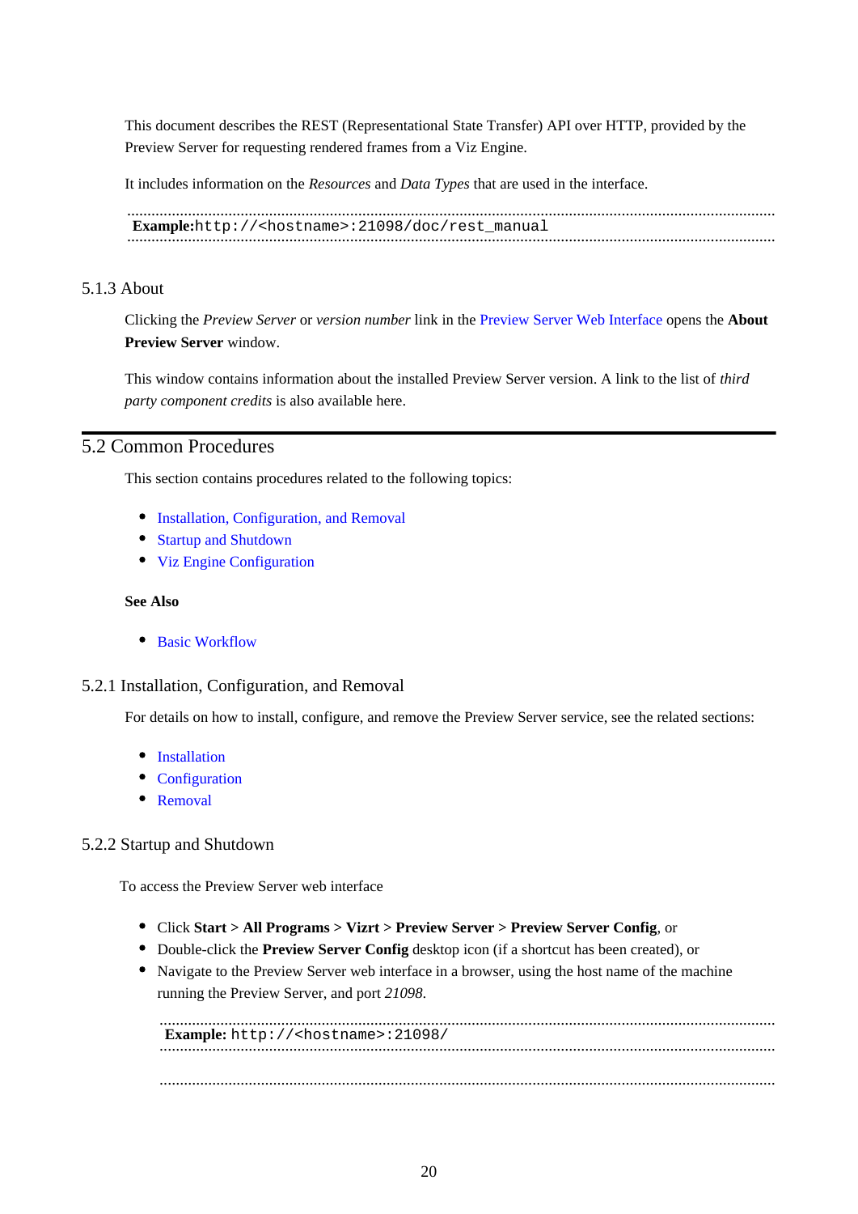This document describes the REST (Representational State Transfer) API over HTTP, provided by the Preview Server for requesting rendered frames from a Viz Engine.

It includes information on the *Resources* and *Data Types* that are used in the interface.

**Example:**`http://<hostname>:21098/doc/rest_manual`

### 5.1.3 About

Clicking the *Preview Server* or *version number* link in the Preview Server Web Interface opens the **About Preview Server** window.

This window contains information about the installed Preview Server version. A link to the list of *third party component credits* is also available here.

## 5.2 Common Procedures

This section contains procedures related to the following topics:

- Installation, Configuration, and Removal
- Startup and Shutdown
- Viz Engine Configuration

**See Also**

- Basic Workflow

### 5.2.1 Installation, Configuration, and Removal

For details on how to install, configure, and remove the Preview Server service, see the related sections:

- Installation
- Configuration
- Removal

### 5.2.2 Startup and Shutdown

To access the Preview Server web interface

- Click **Start > All Programs > Vizrt > Preview Server > Preview Server Config**, or
- Double-click the **Preview Server Config** desktop icon (if a shortcut has been created), or
- Navigate to the Preview Server web interface in a browser, using the host name of the machine running the Preview Server, and port *21098*.

**Example:** `http://<hostname>:21098/`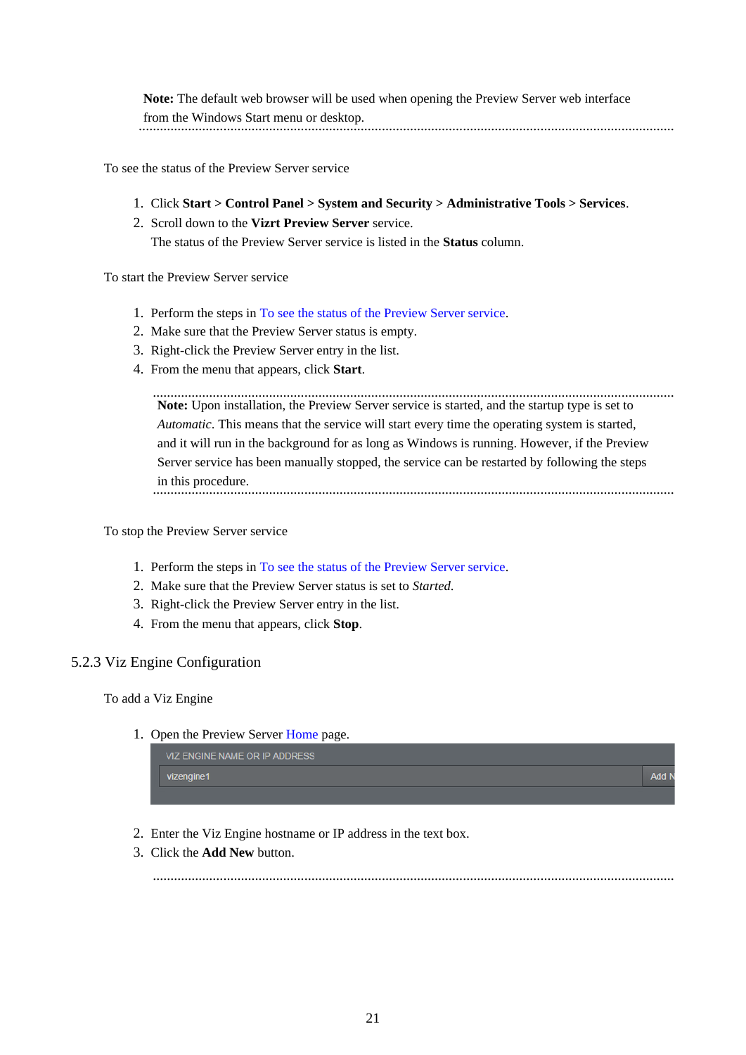**Note:** The default web browser will be used when opening the Preview Server web interface from the Windows Start menu or desktop.

To see the status of the Preview Server service

1. Click **Start > Control Panel > System and Security > Administrative Tools > Services**.
2. Scroll down to the **Vizrt Preview Server** service.
   The status of the Preview Server service is listed in the **Status** column.

To start the Preview Server service

1. Perform the steps in To see the status of the Preview Server service.
2. Make sure that the Preview Server status is empty.
3. Right-click the Preview Server entry in the list.
4. From the menu that appears, click **Start**.

**Note:** Upon installation, the Preview Server service is started, and the startup type is set to *Automatic*. This means that the service will start every time the operating system is started, and it will run in the background for as long as Windows is running. However, if the Preview Server service has been manually stopped, the service can be restarted by following the steps in this procedure.

To stop the Preview Server service

1. Perform the steps in To see the status of the Preview Server service.
2. Make sure that the Preview Server status is set to *Started*.
3. Right-click the Preview Server entry in the list.
4. From the menu that appears, click **Stop**.

### 5.2.3 Viz Engine Configuration

To add a Viz Engine

1. Open the Preview Server Home page.

   VIZ ENGINE NAME OR IP ADDRESS
   vizengine1
   Add N

2. Enter the Viz Engine hostname or IP address in the text box.
3. Click the **Add New** button.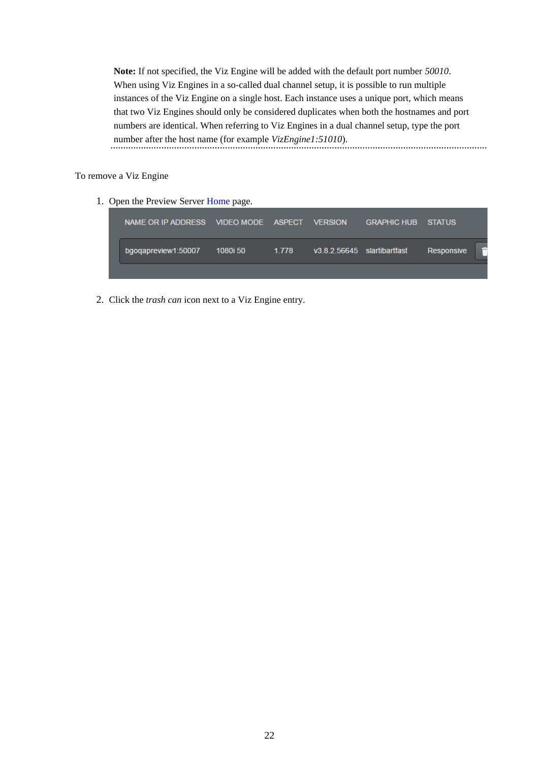**Note:** If not specified, the Viz Engine will be added with the default port number *50010*. When using Viz Engines in a so-called dual channel setup, it is possible to run multiple instances of the Viz Engine on a single host. Each instance uses a unique port, which means that two Viz Engines should only be considered duplicates when both the hostnames and port numbers are identical. When referring to Viz Engines in a dual channel setup, type the port number after the host name (for example *VizEngine1:51010*).

To remove a Viz Engine

1. Open the Preview Server Home page.

| NAME OR IP ADDRESS | VIDEO MODE | ASPECT | VERSION | GRAPHIC HUB | STATUS |
|---|---|---|---|---|---|
| bgoqapreview1:50007 | 1080i 50 | 1.778 | v3.8.2.56645 | slartibartfast | Responsive |

2. Click the *trash can* icon next to a Viz Engine entry.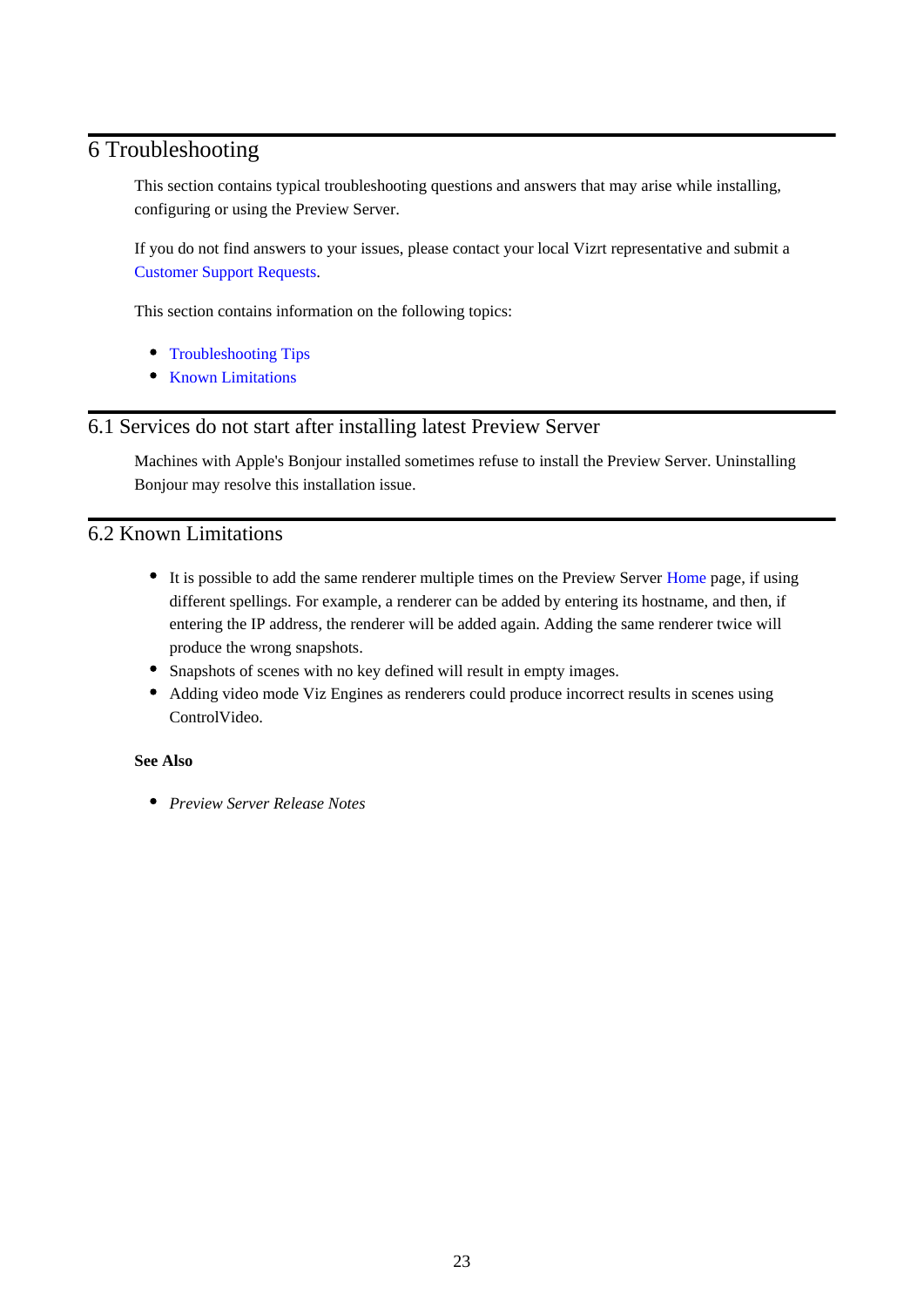# 6 Troubleshooting

This section contains typical troubleshooting questions and answers that may arise while installing, configuring or using the Preview Server.

If you do not find answers to your issues, please contact your local Vizrt representative and submit a Customer Support Requests.

This section contains information on the following topics:

- Troubleshooting Tips
- Known Limitations

## 6.1 Services do not start after installing latest Preview Server

Machines with Apple's Bonjour installed sometimes refuse to install the Preview Server. Uninstalling Bonjour may resolve this installation issue.

## 6.2 Known Limitations

- It is possible to add the same renderer multiple times on the Preview Server Home page, if using different spellings. For example, a renderer can be added by entering its hostname, and then, if entering the IP address, the renderer will be added again. Adding the same renderer twice will produce the wrong snapshots.
- Snapshots of scenes with no key defined will result in empty images.
- Adding video mode Viz Engines as renderers could produce incorrect results in scenes using ControlVideo.

**See Also**

- *Preview Server Release Notes*